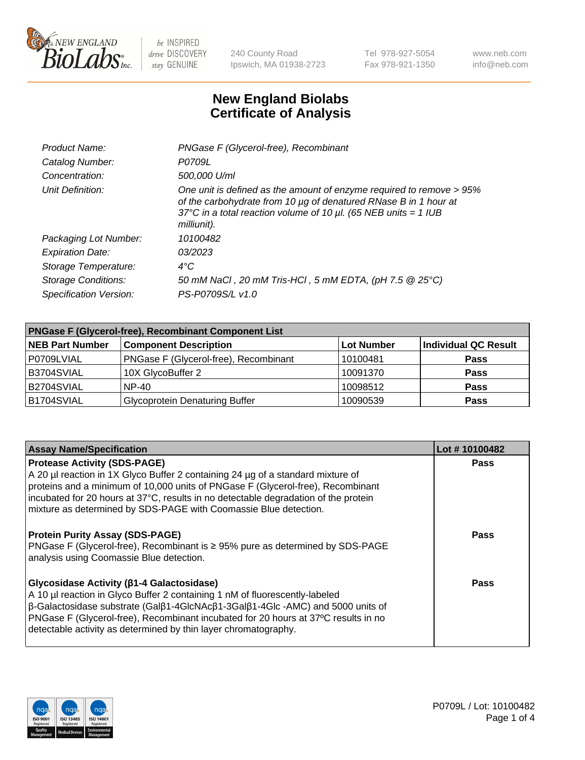New England Biolabs Inc. — be INSPIRED drive DISCOVERY stay GENUINE

240 County Road
Ipswich, MA 01938-2723

Tel 978-927-5054
Fax 978-921-1350

www.neb.com
info@neb.com

# New England Biolabs
# Certificate of Analysis

| | |
|---|---|
| *Product Name:* | *PNGase F (Glycerol-free), Recombinant* |
| *Catalog Number:* | *P0709L* |
| *Concentration:* | *500,000 U/ml* |
| *Unit Definition:* | *One unit is defined as the amount of enzyme required to remove > 95% of the carbohydrate from 10 µg of denatured RNase B in 1 hour at 37°C in a total reaction volume of 10 µl. (65 NEB units = 1 IUB milliunit).* |
| *Packaging Lot Number:* | *10100482* |
| *Expiration Date:* | *03/2023* |
| *Storage Temperature:* | *4°C* |
| *Storage Conditions:* | *50 mM NaCl , 20 mM Tris-HCl , 5 mM EDTA, (pH 7.5 @ 25°C)* |
| *Specification Version:* | *PS-P0709S/L v1.0* |

| PNGase F (Glycerol-free), Recombinant Component List | | | |
|---|---|---|---|
| **NEB Part Number** | **Component Description** | **Lot Number** | **Individual QC Result** |
| P0709LVIAL | PNGase F (Glycerol-free), Recombinant | 10100481 | **Pass** |
| B3704SVIAL | 10X GlycoBuffer 2 | 10091370 | **Pass** |
| B2704SVIAL | NP-40 | 10098512 | **Pass** |
| B1704SVIAL | Glycoprotein Denaturing Buffer | 10090539 | **Pass** |

| Assay Name/Specification | Lot # 10100482 |
|---|---|
| **Protease Activity (SDS-PAGE)** A 20 µl reaction in 1X Glyco Buffer 2 containing 24 µg of a standard mixture of proteins and a minimum of 10,000 units of PNGase F (Glycerol-free), Recombinant incubated for 20 hours at 37°C, results in no detectable degradation of the protein mixture as determined by SDS-PAGE with Coomassie Blue detection. | **Pass** |
| **Protein Purity Assay (SDS-PAGE)** PNGase F (Glycerol-free), Recombinant is ≥ 95% pure as determined by SDS-PAGE analysis using Coomassie Blue detection. | **Pass** |
| **Glycosidase Activity (β1-4 Galactosidase)** A 10 µl reaction in Glyco Buffer 2 containing 1 nM of fluorescently-labeled β-Galactosidase substrate (Galβ1-4GlcNAcβ1-3Galβ1-4Glc -AMC) and 5000 units of PNGase F (Glycerol-free), Recombinant incubated for 20 hours at 37ºC results in no detectable activity as determined by thin layer chromatography. | **Pass** |

P0709L / Lot: 10100482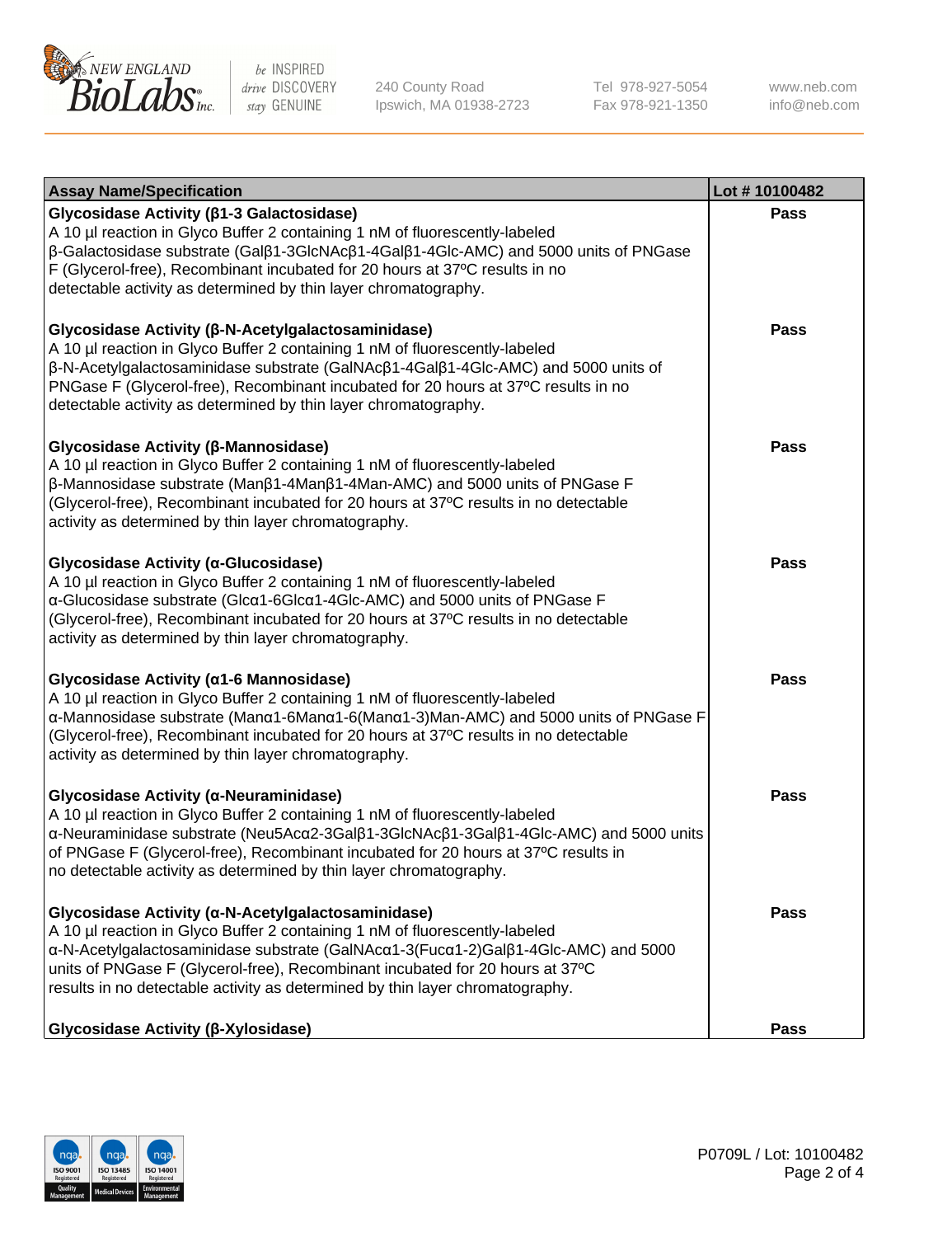| Assay Name/Specification | Lot # 10100482 |
|---|---|
| **Glycosidase Activity (β1-3 Galactosidase)**<br>A 10 µl reaction in Glyco Buffer 2 containing 1 nM of fluorescently-labeled β-Galactosidase substrate (Galβ1-3GlcNAcβ1-4Galβ1-4Glc-AMC) and 5000 units of PNGase F (Glycerol-free), Recombinant incubated for 20 hours at 37ºC results in no detectable activity as determined by thin layer chromatography. | Pass |
| **Glycosidase Activity (β-N-Acetylgalactosaminidase)**<br>A 10 µl reaction in Glyco Buffer 2 containing 1 nM of fluorescently-labeled β-N-Acetylgalactosaminidase substrate (GalNAcβ1-4Galβ1-4Glc-AMC) and 5000 units of PNGase F (Glycerol-free), Recombinant incubated for 20 hours at 37ºC results in no detectable activity as determined by thin layer chromatography. | Pass |
| **Glycosidase Activity (β-Mannosidase)**<br>A 10 µl reaction in Glyco Buffer 2 containing 1 nM of fluorescently-labeled β-Mannosidase substrate (Manβ1-4Manβ1-4Man-AMC) and 5000 units of PNGase F (Glycerol-free), Recombinant incubated for 20 hours at 37ºC results in no detectable activity as determined by thin layer chromatography. | Pass |
| **Glycosidase Activity (α-Glucosidase)**<br>A 10 µl reaction in Glyco Buffer 2 containing 1 nM of fluorescently-labeled α-Glucosidase substrate (Glcα1-6Glcα1-4Glc-AMC) and 5000 units of PNGase F (Glycerol-free), Recombinant incubated for 20 hours at 37ºC results in no detectable activity as determined by thin layer chromatography. | Pass |
| **Glycosidase Activity (α1-6 Mannosidase)**<br>A 10 µl reaction in Glyco Buffer 2 containing 1 nM of fluorescently-labeled α-Mannosidase substrate (Manα1-6Manα1-6(Manα1-3)Man-AMC) and 5000 units of PNGase F (Glycerol-free), Recombinant incubated for 20 hours at 37ºC results in no detectable activity as determined by thin layer chromatography. | Pass |
| **Glycosidase Activity (α-Neuraminidase)**<br>A 10 µl reaction in Glyco Buffer 2 containing 1 nM of fluorescently-labeled α-Neuraminidase substrate (Neu5Acα2-3Galβ1-3GlcNAcβ1-3Galβ1-4Glc-AMC) and 5000 units of PNGase F (Glycerol-free), Recombinant incubated for 20 hours at 37ºC results in no detectable activity as determined by thin layer chromatography. | Pass |
| **Glycosidase Activity (α-N-Acetylgalactosaminidase)**<br>A 10 µl reaction in Glyco Buffer 2 containing 1 nM of fluorescently-labeled α-N-Acetylgalactosaminidase substrate (GalNAcα1-3(Fucα1-2)Galβ1-4Glc-AMC) and 5000 units of PNGase F (Glycerol-free), Recombinant incubated for 20 hours at 37ºC results in no detectable activity as determined by thin layer chromatography. | Pass |
| **Glycosidase Activity (β-Xylosidase)** | Pass |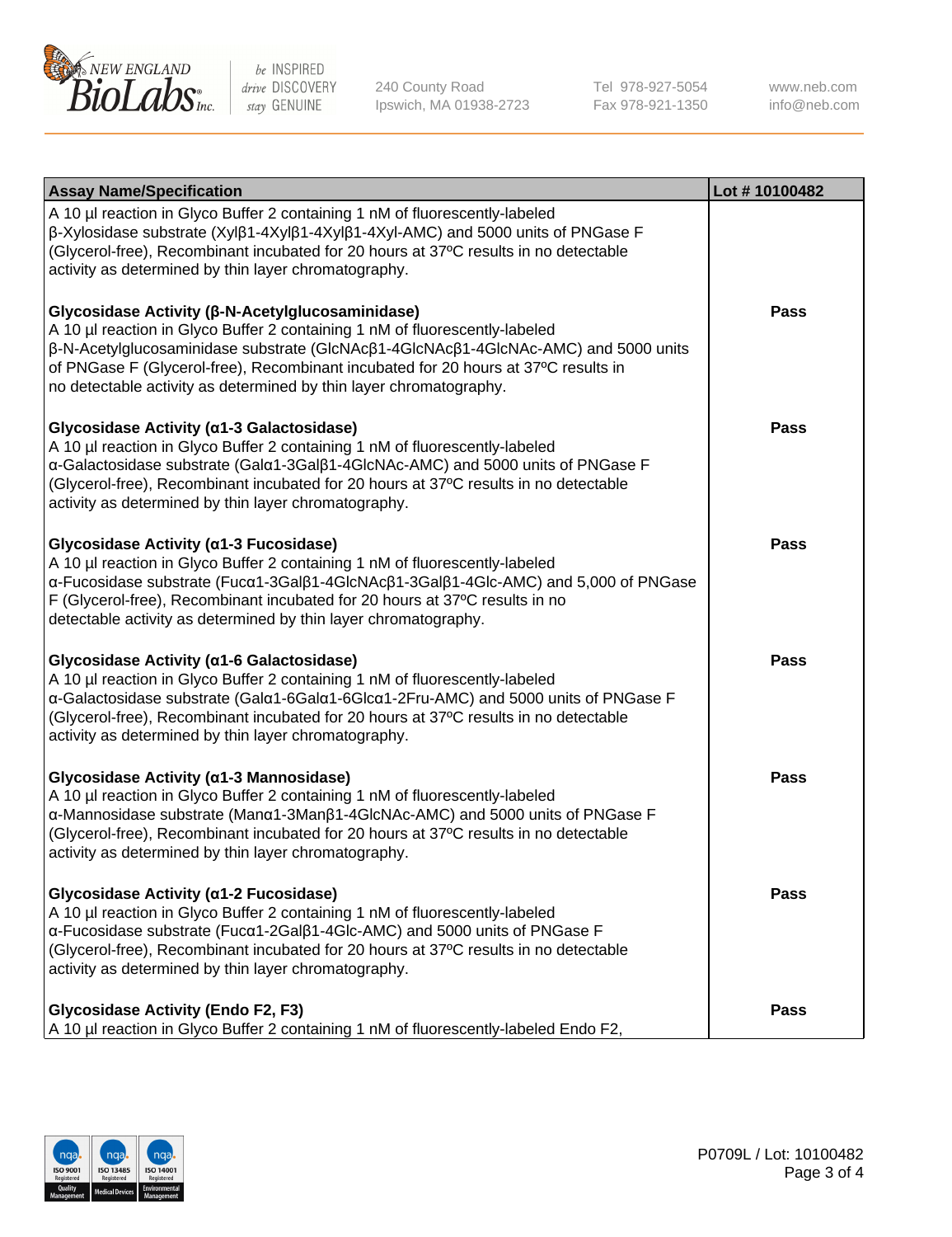| Assay Name/Specification | Lot # 10100482 |
|---|---|
| A 10 µl reaction in Glyco Buffer 2 containing 1 nM of fluorescently-labeled β-Xylosidase substrate (Xylβ1-4Xylβ1-4Xylβ1-4Xyl-AMC) and 5000 units of PNGase F (Glycerol-free), Recombinant incubated for 20 hours at 37ºC results in no detectable activity as determined by thin layer chromatography. | |
| **Glycosidase Activity (β-N-Acetylglucosaminidase)** A 10 µl reaction in Glyco Buffer 2 containing 1 nM of fluorescently-labeled β-N-Acetylglucosaminidase substrate (GlcNAcβ1-4GlcNAcβ1-4GlcNAc-AMC) and 5000 units of PNGase F (Glycerol-free), Recombinant incubated for 20 hours at 37ºC results in no detectable activity as determined by thin layer chromatography. | Pass |
| **Glycosidase Activity (α1-3 Galactosidase)** A 10 µl reaction in Glyco Buffer 2 containing 1 nM of fluorescently-labeled α-Galactosidase substrate (Galα1-3Galβ1-4GlcNAc-AMC) and 5000 units of PNGase F (Glycerol-free), Recombinant incubated for 20 hours at 37ºC results in no detectable activity as determined by thin layer chromatography. | Pass |
| **Glycosidase Activity (α1-3 Fucosidase)** A 10 µl reaction in Glyco Buffer 2 containing 1 nM of fluorescently-labeled α-Fucosidase substrate (Fucα1-3Galβ1-4GlcNAcβ1-3Galβ1-4Glc-AMC) and 5,000 of PNGase F (Glycerol-free), Recombinant incubated for 20 hours at 37ºC results in no detectable activity as determined by thin layer chromatography. | Pass |
| **Glycosidase Activity (α1-6 Galactosidase)** A 10 µl reaction in Glyco Buffer 2 containing 1 nM of fluorescently-labeled α-Galactosidase substrate (Galα1-6Galα1-6Glcα1-2Fru-AMC) and 5000 units of PNGase F (Glycerol-free), Recombinant incubated for 20 hours at 37ºC results in no detectable activity as determined by thin layer chromatography. | Pass |
| **Glycosidase Activity (α1-3 Mannosidase)** A 10 µl reaction in Glyco Buffer 2 containing 1 nM of fluorescently-labeled α-Mannosidase substrate (Manα1-3Manβ1-4GlcNAc-AMC) and 5000 units of PNGase F (Glycerol-free), Recombinant incubated for 20 hours at 37ºC results in no detectable activity as determined by thin layer chromatography. | Pass |
| **Glycosidase Activity (α1-2 Fucosidase)** A 10 µl reaction in Glyco Buffer 2 containing 1 nM of fluorescently-labeled α-Fucosidase substrate (Fucα1-2Galβ1-4Glc-AMC) and 5000 units of PNGase F (Glycerol-free), Recombinant incubated for 20 hours at 37ºC results in no detectable activity as determined by thin layer chromatography. | Pass |
| **Glycosidase Activity (Endo F2, F3)** A 10 µl reaction in Glyco Buffer 2 containing 1 nM of fluorescently-labeled Endo F2, | Pass |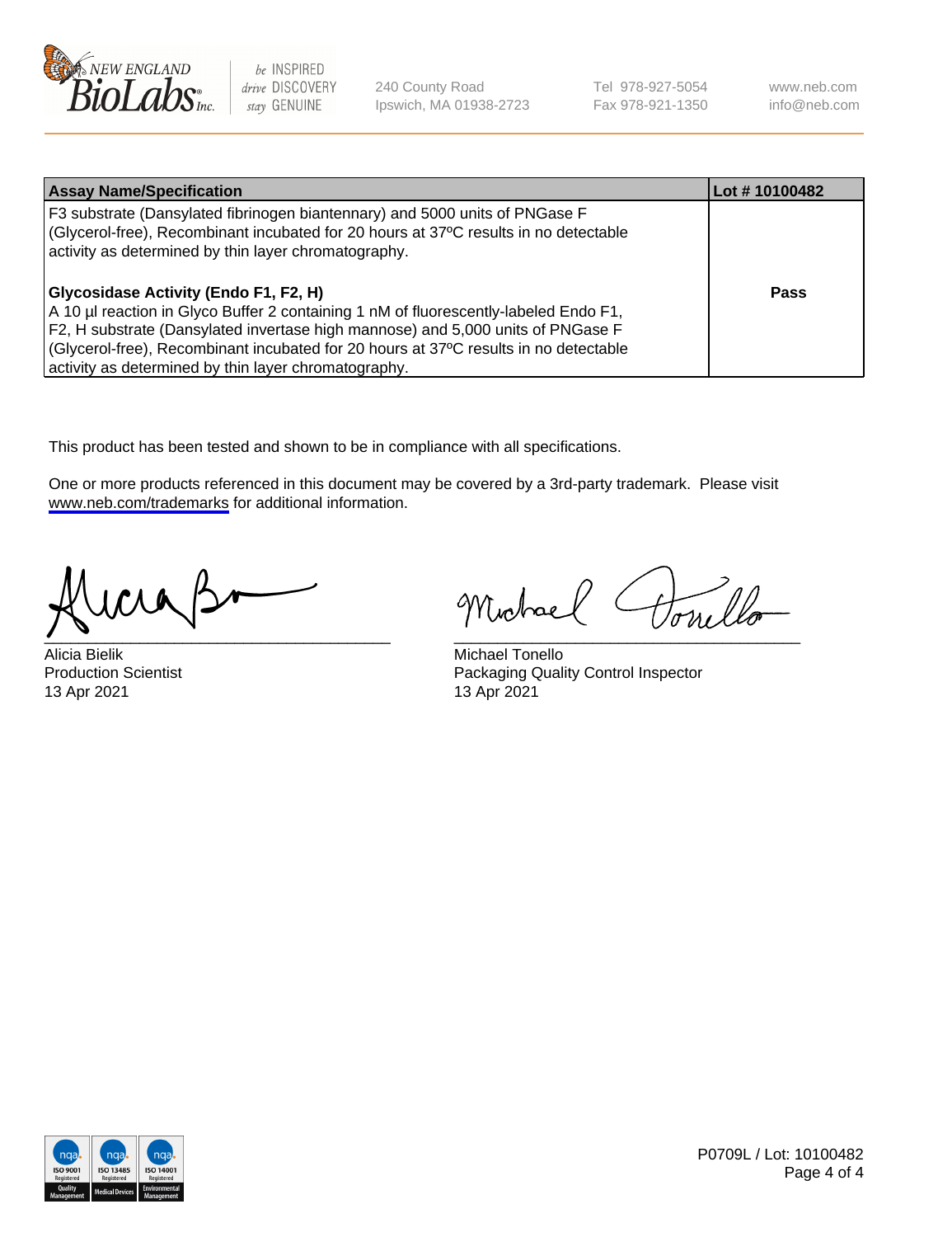| Assay Name/Specification | Lot # 10100482 |
|---|---|
| F3 substrate (Dansylated fibrinogen biantennary) and 5000 units of PNGase F (Glycerol-free), Recombinant incubated for 20 hours at 37ºC results in no detectable activity as determined by thin layer chromatography. | |
| **Glycosidase Activity (Endo F1, F2, H)**<br>A 10 µl reaction in Glyco Buffer 2 containing 1 nM of fluorescently-labeled Endo F1, F2, H substrate (Dansylated invertase high mannose) and 5,000 units of PNGase F (Glycerol-free), Recombinant incubated for 20 hours at 37ºC results in no detectable activity as determined by thin layer chromatography. | **Pass** |

This product has been tested and shown to be in compliance with all specifications.

One or more products referenced in this document may be covered by a 3rd-party trademark. Please visit www.neb.com/trademarks for additional information.

Alicia Bielik
Production Scientist
13 Apr 2021

Michael Tonello
Packaging Quality Control Inspector
13 Apr 2021

P0709L / Lot: 10100482